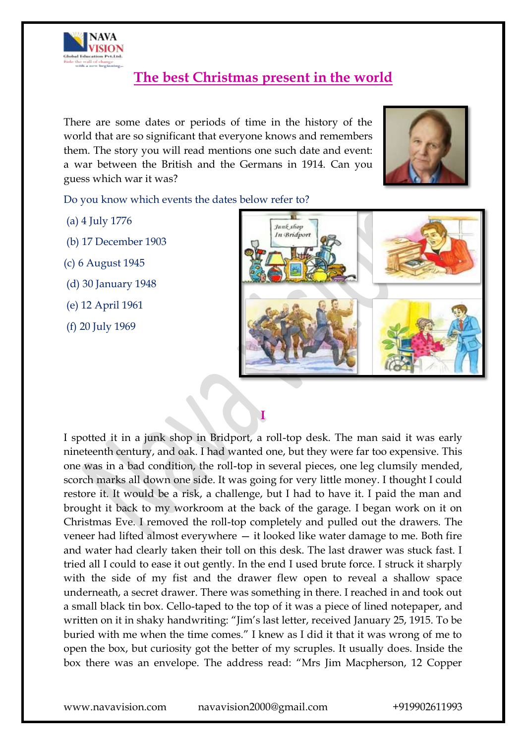# The best Christmas present in the world

There are some dates or periods of time in the history of the world that are so significant that everyone knows and remembers them. The story you will read mentions one such date and event: a war between the British and the Germans in 1914. Can you guess which war it was?

Do you know which events the dates below refer to?

(a) 4 July 1776

(b) 17 December 1903

(c) 6 August 1945

(d) 30 January 1948

(e) 12 April 1961

(f) 20 July 1969

## I

I spotted it in a junk shop in Bridport, a roll-top desk. The man said it was early nineteenth century, and oak. I had wanted one, but they were far too expensive. This one was in a bad condition, the roll-top in several pieces, one leg clumsily mended, scorch marks all down one side. It was going for very little money. I thought I could restore it. It would be a risk, a challenge, but I had to have it. I paid the man and brought it back to my workroom at the back of the garage. I began work on it on Christmas Eve. I removed the roll-top completely and pulled out the drawers. The veneer had lifted almost everywhere — it looked like water damage to me. Both fire and water had clearly taken their toll on this desk. The last drawer was stuck fast. I tried all I could to ease it out gently. In the end I used brute force. I struck it sharply with the side of my fist and the drawer flew open to reveal a shallow space underneath, a secret drawer. There was something in there. I reached in and took out a small black tin box. Cello-taped to the top of it was a piece of lined notepaper, and written on it in shaky handwriting: "Jim's last letter, received January 25, 1915. To be buried with me when the time comes." I knew as I did it that it was wrong of me to open the box, but curiosity got the better of my scruples. It usually does. Inside the box there was an envelope. The address read: "Mrs Jim Macpherson, 12 Copper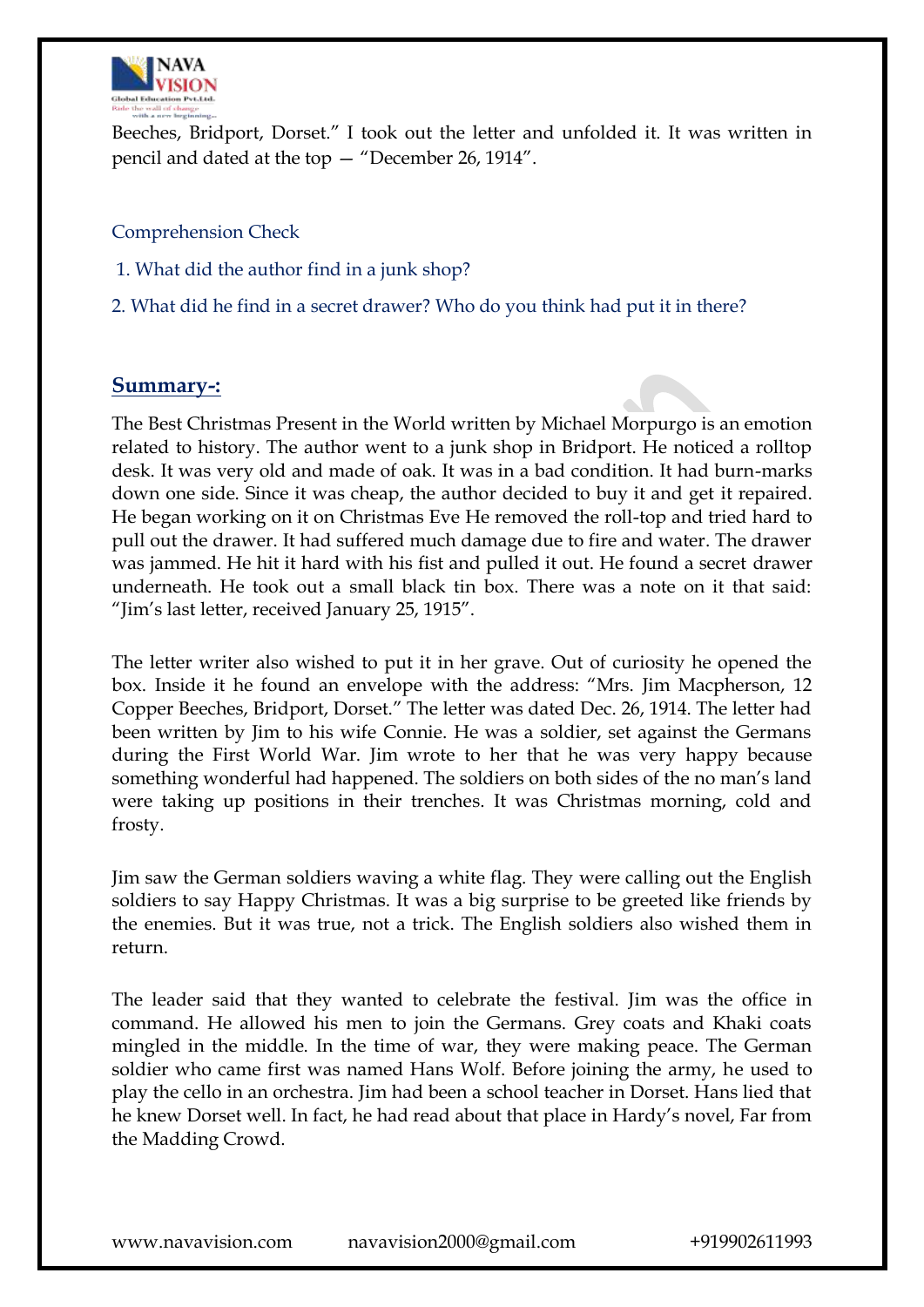Beeches, Bridport, Dorset." I took out the letter and unfolded it. It was written in pencil and dated at the top — "December 26, 1914".

Comprehension Check

1. What did the author find in a junk shop?

2. What did he find in a secret drawer? Who do you think had put it in there?

## Summary-:

The Best Christmas Present in the World written by Michael Morpurgo is an emotion related to history. The author went to a junk shop in Bridport. He noticed a rolltop desk. It was very old and made of oak. It was in a bad condition. It had burn-marks down one side. Since it was cheap, the author decided to buy it and get it repaired. He began working on it on Christmas Eve He removed the roll-top and tried hard to pull out the drawer. It had suffered much damage due to fire and water. The drawer was jammed. He hit it hard with his fist and pulled it out. He found a secret drawer underneath. He took out a small black tin box. There was a note on it that said: "Jim's last letter, received January 25, 1915".

The letter writer also wished to put it in her grave. Out of curiosity he opened the box. Inside it he found an envelope with the address: "Mrs. Jim Macpherson, 12 Copper Beeches, Bridport, Dorset." The letter was dated Dec. 26, 1914. The letter had been written by Jim to his wife Connie. He was a soldier, set against the Germans during the First World War. Jim wrote to her that he was very happy because something wonderful had happened. The soldiers on both sides of the no man's land were taking up positions in their trenches. It was Christmas morning, cold and frosty.

Jim saw the German soldiers waving a white flag. They were calling out the English soldiers to say Happy Christmas. It was a big surprise to be greeted like friends by the enemies. But it was true, not a trick. The English soldiers also wished them in return.

The leader said that they wanted to celebrate the festival. Jim was the office in command. He allowed his men to join the Germans. Grey coats and Khaki coats mingled in the middle. In the time of war, they were making peace. The German soldier who came first was named Hans Wolf. Before joining the army, he used to play the cello in an orchestra. Jim had been a school teacher in Dorset. Hans lied that he knew Dorset well. In fact, he had read about that place in Hardy's novel, Far from the Madding Crowd.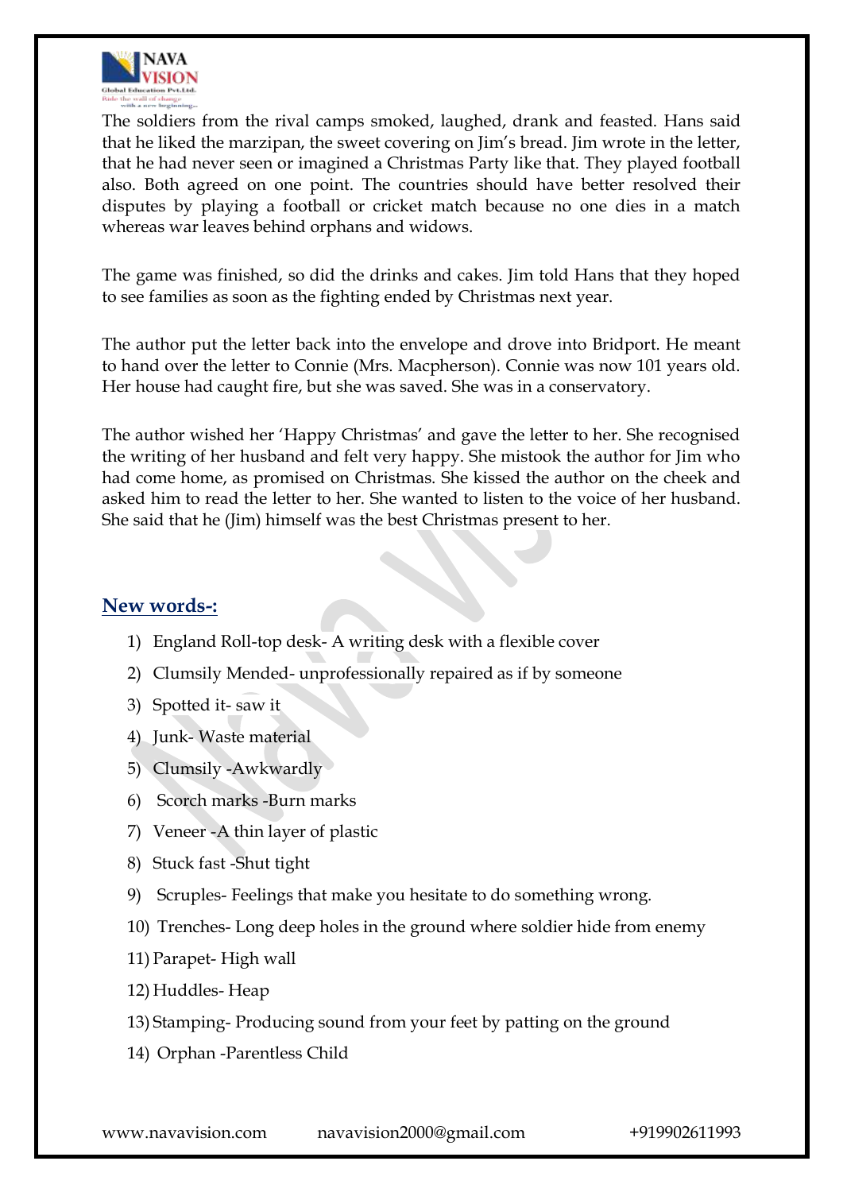The soldiers from the rival camps smoked, laughed, drank and feasted. Hans said that he liked the marzipan, the sweet covering on Jim's bread. Jim wrote in the letter, that he had never seen or imagined a Christmas Party like that. They played football also. Both agreed on one point. The countries should have better resolved their disputes by playing a football or cricket match because no one dies in a match whereas war leaves behind orphans and widows.

The game was finished, so did the drinks and cakes. Jim told Hans that they hoped to see families as soon as the fighting ended by Christmas next year.

The author put the letter back into the envelope and drove into Bridport. He meant to hand over the letter to Connie (Mrs. Macpherson). Connie was now 101 years old. Her house had caught fire, but she was saved. She was in a conservatory.

The author wished her 'Happy Christmas' and gave the letter to her. She recognised the writing of her husband and felt very happy. She mistook the author for Jim who had come home, as promised on Christmas. She kissed the author on the cheek and asked him to read the letter to her. She wanted to listen to the voice of her husband. She said that he (Jim) himself was the best Christmas present to her.

## New words-:

1) England Roll-top desk- A writing desk with a flexible cover
2) Clumsily Mended- unprofessionally repaired as if by someone
3) Spotted it- saw it
4) Junk- Waste material
5) Clumsily -Awkwardly
6) Scorch marks -Burn marks
7) Veneer -A thin layer of plastic
8) Stuck fast -Shut tight
9) Scruples- Feelings that make you hesitate to do something wrong.
10) Trenches- Long deep holes in the ground where soldier hide from enemy
11) Parapet- High wall
12) Huddles- Heap
13) Stamping- Producing sound from your feet by patting on the ground
14) Orphan -Parentless Child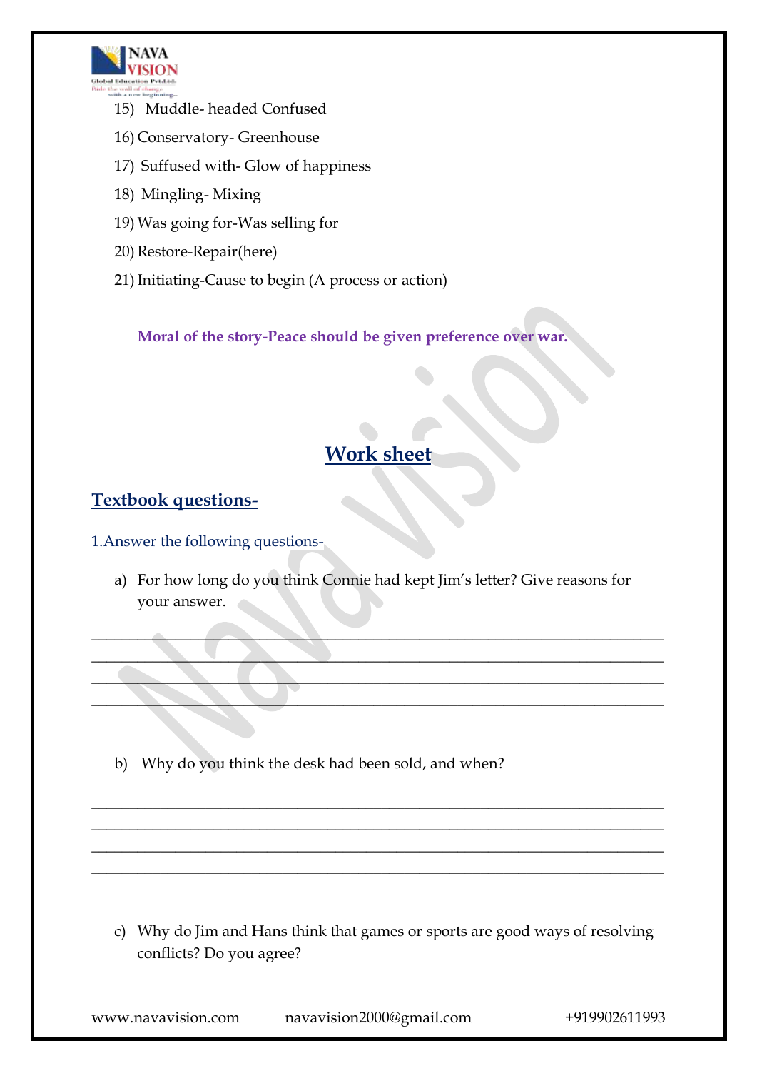15) Muddle- headed Confused

16) Conservatory- Greenhouse

17) Suffused with- Glow of happiness

18) Mingling- Mixing

19) Was going for-Was selling for

20) Restore-Repair(here)

21) Initiating-Cause to begin (A process or action)

**Moral of the story-Peace should be given preference over war.**

## Work sheet

### Textbook questions-

1.Answer the following questions-

a) For how long do you think Connie had kept Jim's letter? Give reasons for your answer.

_______________________________________________________________________________
_______________________________________________________________________________
_______________________________________________________________________________
_______________________________________________________________________________

b) Why do you think the desk had been sold, and when?

_______________________________________________________________________________
_______________________________________________________________________________
_______________________________________________________________________________
_______________________________________________________________________________

c) Why do Jim and Hans think that games or sports are good ways of resolving conflicts? Do you agree?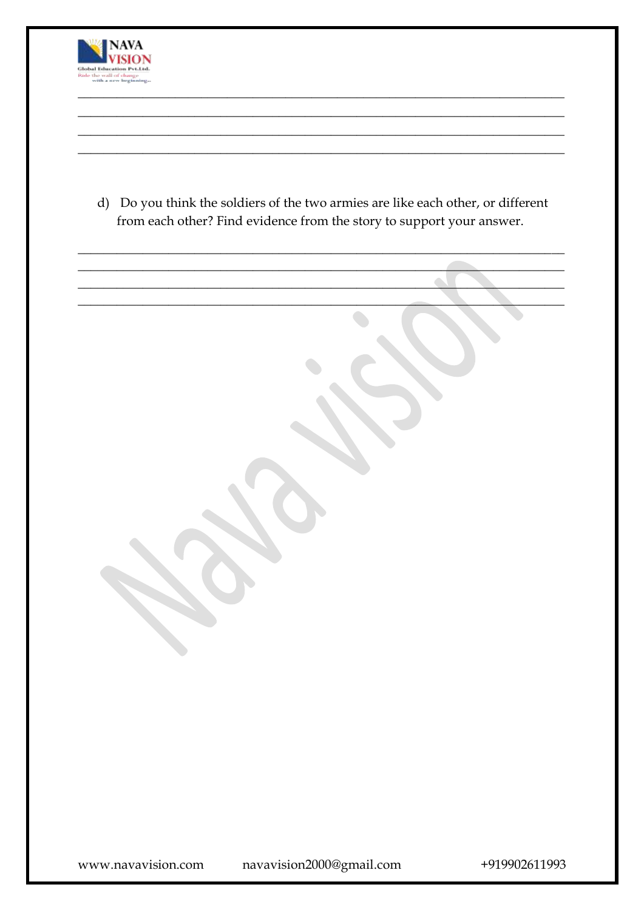______________________________________________________________________________
______________________________________________________________________________
______________________________________________________________________________
______________________________________________________________________________

d) Do you think the soldiers of the two armies are like each other, or different from each other? Find evidence from the story to support your answer.

______________________________________________________________________________
______________________________________________________________________________
______________________________________________________________________________
______________________________________________________________________________